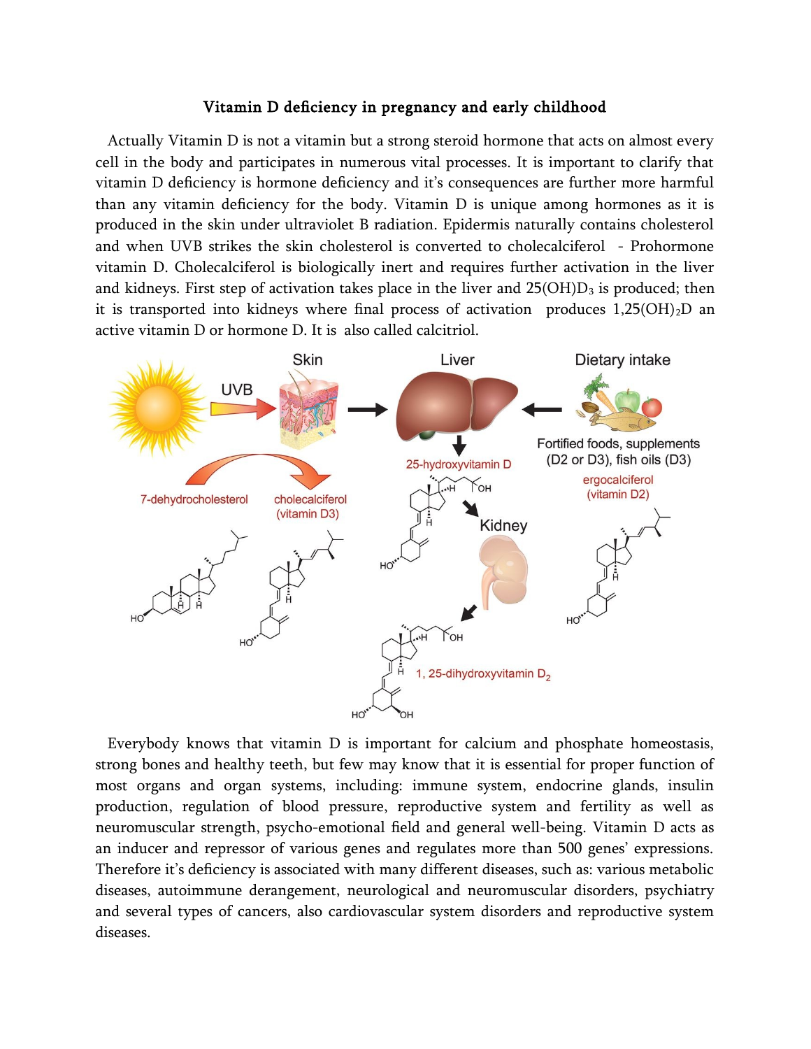# Vitamin D deficiency in pregnancy and early childhood

Actually Vitamin D is not a vitamin but a strong steroid hormone that acts on almost every cell in the body and participates in numerous vital processes. It is important to clarify that vitamin D deficiency is hormone deficiency and it's consequences are further more harmful than any vitamin deficiency for the body. Vitamin D is unique among hormones as it is produced in the skin under ultraviolet B radiation. Epidermis naturally contains cholesterol and when UVB strikes the skin cholesterol is converted to cholecalciferol - Prohormone vitamin D. Cholecalciferol is biologically inert and requires further activation in the liver and kidneys. First step of activation takes place in the liver and $25(OH)D_3$ is produced; then it is transported into kidneys where final process of activation produces $1,25(OH)_2D$ an active vitamin D or hormone D. It is also called calcitriol.

Everybody knows that vitamin D is important for calcium and phosphate homeostasis, strong bones and healthy teeth, but few may know that it is essential for proper function of most organs and organ systems, including: immune system, endocrine glands, insulin production, regulation of blood pressure, reproductive system and fertility as well as neuromuscular strength, psycho-emotional field and general well-being. Vitamin D acts as an inducer and repressor of various genes and regulates more than 500 genes' expressions. Therefore it's deficiency is associated with many different diseases, such as: various metabolic diseases, autoimmune derangement, neurological and neuromuscular disorders, psychiatry and several types of cancers, also cardiovascular system disorders and reproductive system diseases.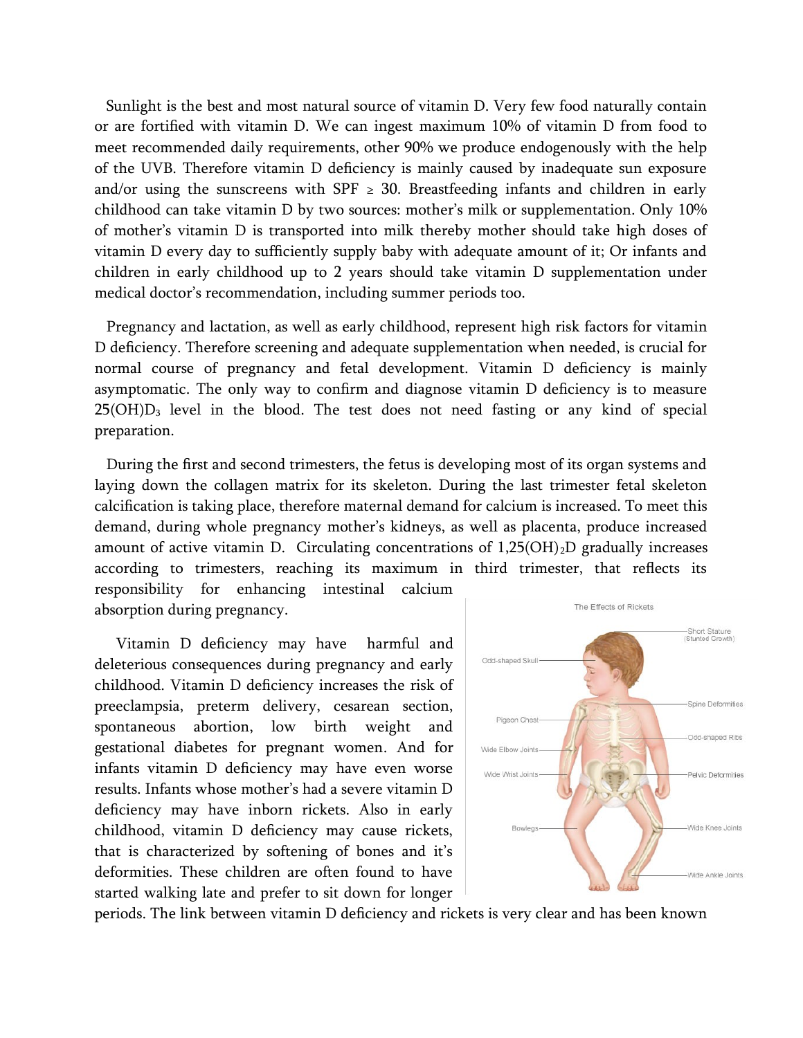Sunlight is the best and most natural source of vitamin D. Very few food naturally contain or are fortified with vitamin D. We can ingest maximum 10% of vitamin D from food to meet recommended daily requirements, other 90% we produce endogenously with the help of the UVB. Therefore vitamin D deficiency is mainly caused by inadequate sun exposure and/or using the sunscreens with SPF ≥ 30. Breastfeeding infants and children in early childhood can take vitamin D by two sources: mother's milk or supplementation. Only 10% of mother's vitamin D is transported into milk thereby mother should take high doses of vitamin D every day to sufficiently supply baby with adequate amount of it; Or infants and children in early childhood up to 2 years should take vitamin D supplementation under medical doctor's recommendation, including summer periods too.

Pregnancy and lactation, as well as early childhood, represent high risk factors for vitamin D deficiency. Therefore screening and adequate supplementation when needed, is crucial for normal course of pregnancy and fetal development. Vitamin D deficiency is mainly asymptomatic. The only way to confirm and diagnose vitamin D deficiency is to measure $25(OH)D_3$ level in the blood. The test does not need fasting or any kind of special preparation.

During the first and second trimesters, the fetus is developing most of its organ systems and laying down the collagen matrix for its skeleton. During the last trimester fetal skeleton calcification is taking place, therefore maternal demand for calcium is increased. To meet this demand, during whole pregnancy mother's kidneys, as well as placenta, produce increased amount of active vitamin D. Circulating concentrations of $1,25(OH)_2D$ gradually increases according to trimesters, reaching its maximum in third trimester, that reflects its responsibility for enhancing intestinal calcium absorption during pregnancy.

Vitamin D deficiency may have harmful and deleterious consequences during pregnancy and early childhood. Vitamin D deficiency increases the risk of preeclampsia, preterm delivery, cesarean section, spontaneous abortion, low birth weight and gestational diabetes for pregnant women. And for infants vitamin D deficiency may have even worse results. Infants whose mother's had a severe vitamin D deficiency may have inborn rickets. Also in early childhood, vitamin D deficiency may cause rickets, that is characterized by softening of bones and it's deformities. These children are often found to have started walking late and prefer to sit down for longer periods. The link between vitamin D deficiency and rickets is very clear and has been known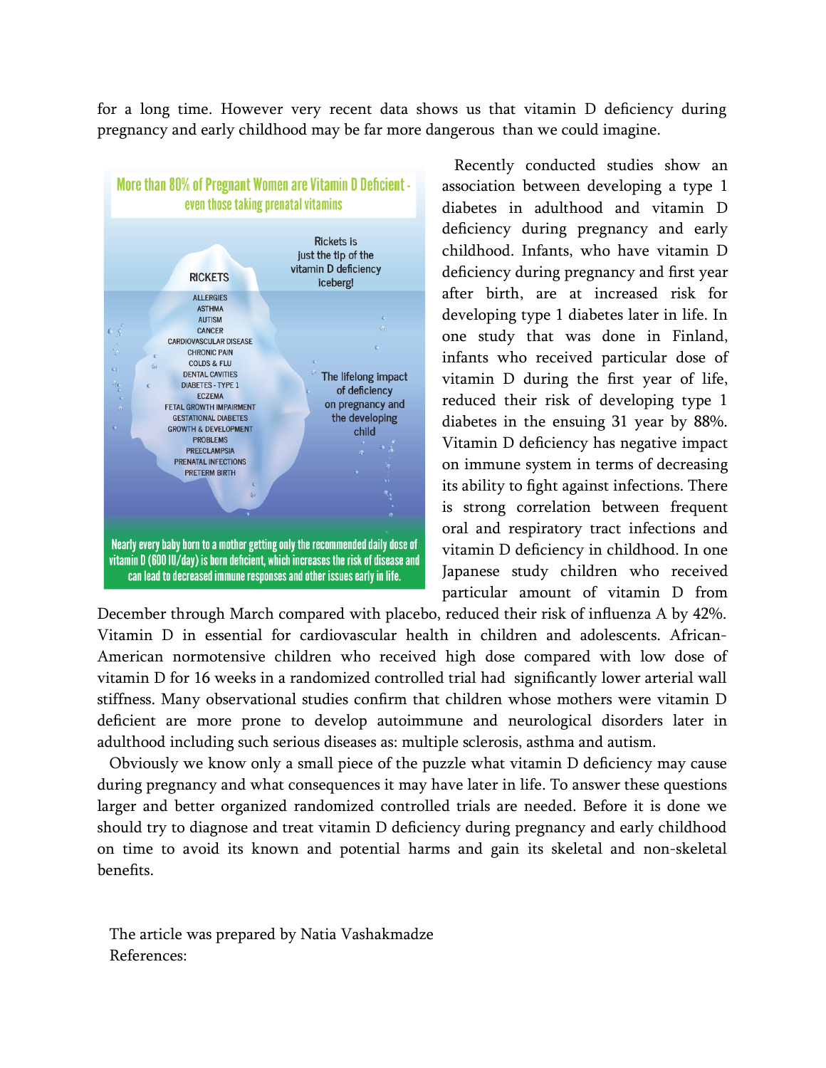for a long time. However very recent data shows us that vitamin D deficiency during pregnancy and early childhood may be far more dangerous than we could imagine.

More than 80% of Pregnant Women are Vitamin D Deficient - even those taking prenatal vitamins

Rickets is just the tip of the vitamin D deficiency iceberg!

RICKETS

ALLERGIES
ASTHMA
AUTISM
CANCER
CARDIOVASCULAR DISEASE
CHRONIC PAIN
COLDS & FLU
DENTAL CAVITIES
DIABETES - TYPE 1
ECZEMA
FETAL GROWTH IMPAIRMENT
GESTATIONAL DIABETES
GROWTH & DEVELOPMENT PROBLEMS
PREECLAMPSIA
PRENATAL INFECTIONS
PRETERM BIRTH

The lifelong impact of deficiency on pregnancy and the developing child

Nearly every baby born to a mother getting only the recommended daily dose of vitamin D (600 IU/day) is born deficient, which increases the risk of disease and can lead to decreased immune responses and other issues early in life.

Recently conducted studies show an association between developing a type 1 diabetes in adulthood and vitamin D deficiency during pregnancy and early childhood. Infants, who have vitamin D deficiency during pregnancy and first year after birth, are at increased risk for developing type 1 diabetes later in life. In one study that was done in Finland, infants who received particular dose of vitamin D during the first year of life, reduced their risk of developing type 1 diabetes in the ensuing 31 year by 88%. Vitamin D deficiency has negative impact on immune system in terms of decreasing its ability to fight against infections. There is strong correlation between frequent oral and respiratory tract infections and vitamin D deficiency in childhood. In one Japanese study children who received particular amount of vitamin D from December through March compared with placebo, reduced their risk of influenza A by 42%. Vitamin D in essential for cardiovascular health in children and adolescents. African-American normotensive children who received high dose compared with low dose of vitamin D for 16 weeks in a randomized controlled trial had significantly lower arterial wall stiffness. Many observational studies confirm that children whose mothers were vitamin D deficient are more prone to develop autoimmune and neurological disorders later in adulthood including such serious diseases as: multiple sclerosis, asthma and autism.

Obviously we know only a small piece of the puzzle what vitamin D deficiency may cause during pregnancy and what consequences it may have later in life. To answer these questions larger and better organized randomized controlled trials are needed. Before it is done we should try to diagnose and treat vitamin D deficiency during pregnancy and early childhood on time to avoid its known and potential harms and gain its skeletal and non-skeletal benefits.

The article was prepared by Natia Vashakmadze

References: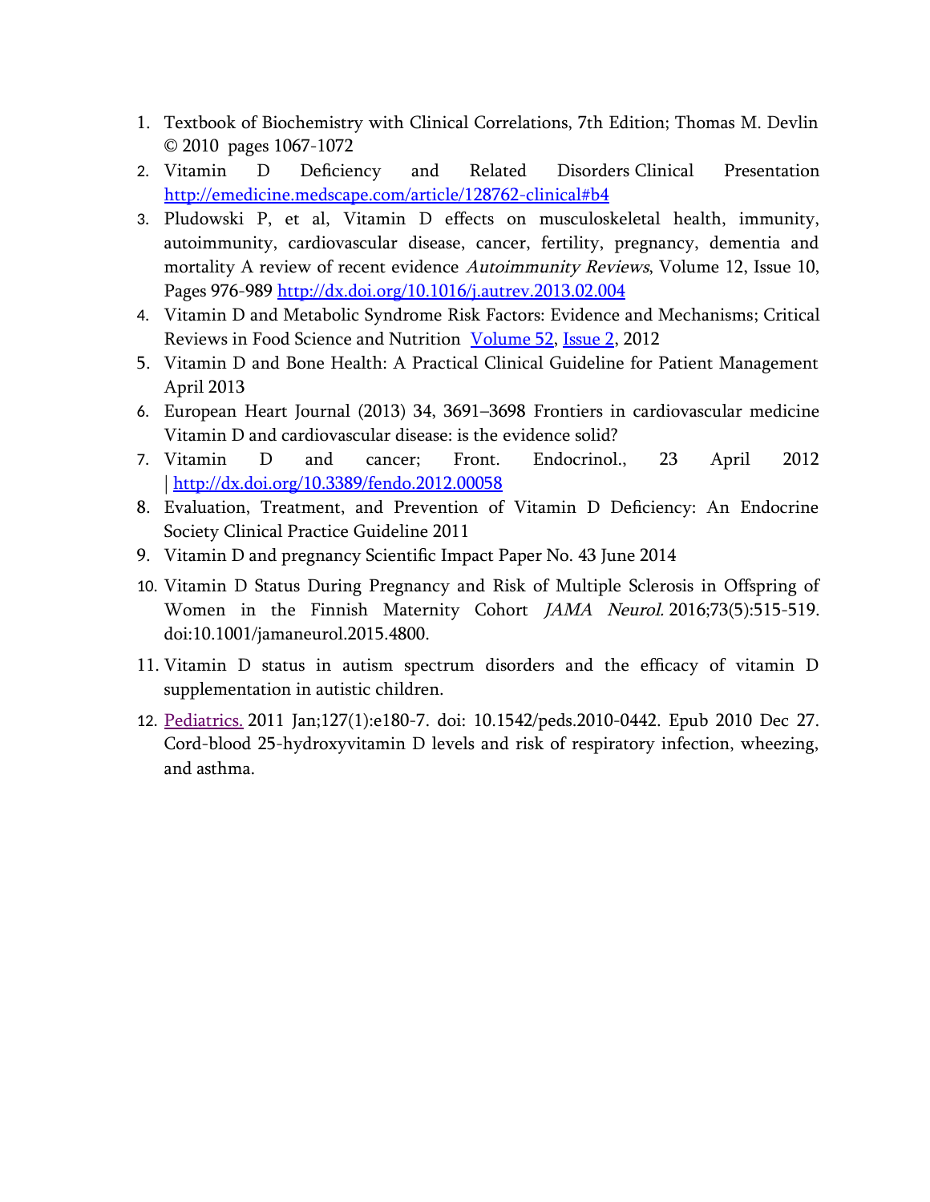1. Textbook of Biochemistry with Clinical Correlations, 7th Edition; Thomas M. Devlin © 2010 pages 1067-1072
2. Vitamin D Deficiency and Related Disorders Clinical Presentation http://emedicine.medscape.com/article/128762-clinical#b4
3. Pludowski P, et al, Vitamin D effects on musculoskeletal health, immunity, autoimmunity, cardiovascular disease, cancer, fertility, pregnancy, dementia and mortality A review of recent evidence *Autoimmunity Reviews*, Volume 12, Issue 10, Pages 976-989 http://dx.doi.org/10.1016/j.autrev.2013.02.004
4. Vitamin D and Metabolic Syndrome Risk Factors: Evidence and Mechanisms; Critical Reviews in Food Science and Nutrition Volume 52, Issue 2, 2012
5. Vitamin D and Bone Health: A Practical Clinical Guideline for Patient Management April 2013
6. European Heart Journal (2013) 34, 3691–3698 Frontiers in cardiovascular medicine Vitamin D and cardiovascular disease: is the evidence solid?
7. Vitamin D and cancer; Front. Endocrinol., 23 April 2012 | http://dx.doi.org/10.3389/fendo.2012.00058
8. Evaluation, Treatment, and Prevention of Vitamin D Deficiency: An Endocrine Society Clinical Practice Guideline 2011
9. Vitamin D and pregnancy Scientific Impact Paper No. 43 June 2014
10. Vitamin D Status During Pregnancy and Risk of Multiple Sclerosis in Offspring of Women in the Finnish Maternity Cohort *JAMA Neurol.* 2016;73(5):515-519. doi:10.1001/jamaneurol.2015.4800.
11. Vitamin D status in autism spectrum disorders and the efficacy of vitamin D supplementation in autistic children.
12. Pediatrics. 2011 Jan;127(1):e180-7. doi: 10.1542/peds.2010-0442. Epub 2010 Dec 27. Cord-blood 25-hydroxyvitamin D levels and risk of respiratory infection, wheezing, and asthma.